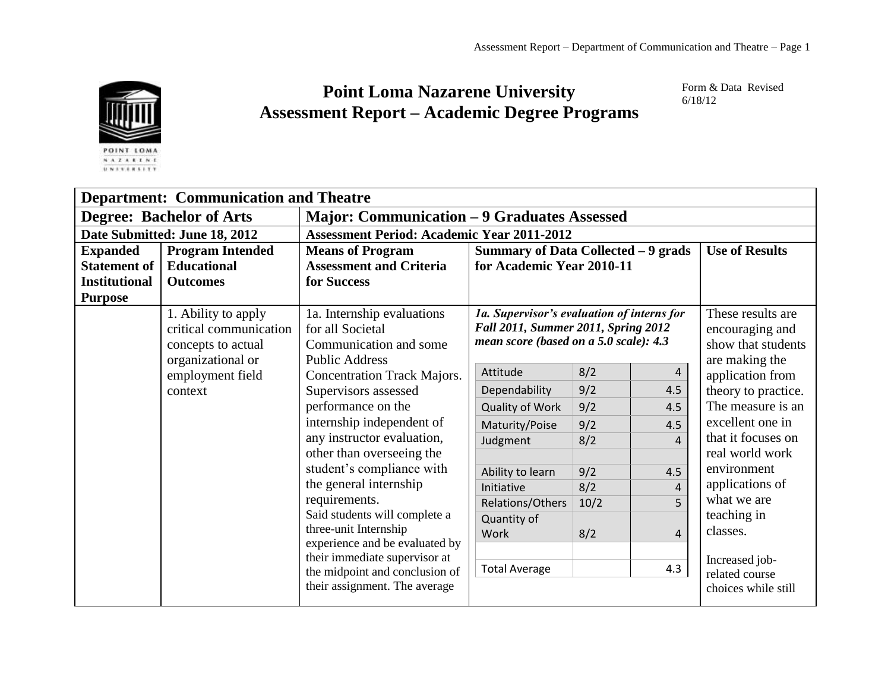Form & Data Revised 6/18/12

# Point Loma Nazarene University
## Assessment Report – Academic Degree Programs

| **Department: Communication and Theatre** | | | | |
|---|---|---|---|---|
| **Degree: Bachelor of Arts** | | **Major: Communication – 9 Graduates Assessed** | | |
| **Date Submitted: June 18, 2012** | | **Assessment Period: Academic Year 2011-2012** | | |
| **Expanded Statement of Institutional Purpose** | **Program Intended Educational Outcomes** | **Means of Program Assessment and Criteria for Success** | **Summary of Data Collected – 9 grads for Academic Year 2010-11** | **Use of Results** |
| | 1. Ability to apply critical communication concepts to actual organizational or employment field context | 1a. Internship evaluations for all Societal Communication and some Public Address Concentration Track Majors. Supervisors assessed performance on the internship independent of any instructor evaluation, other than overseeing the student's compliance with the general internship requirements. Said students will complete a three-unit Internship experience and be evaluated by their immediate supervisor at the midpoint and conclusion of their assignment. The average | ***1a. Supervisor's evaluation of interns for Fall 2011, Summer 2011, Spring 2012 mean score (based on a 5.0 scale): 4.3*** <br> Attitude – 8/2 – 4 <br> Dependability – 9/2 – 4.5 <br> Quality of Work – 9/2 – 4.5 <br> Maturity/Poise – 9/2 – 4.5 <br> Judgment – 8/2 – 4 <br> Ability to learn – 9/2 – 4.5 <br> Initiative – 8/2 – 4 <br> Relations/Others – 10/2 – 5 <br> Quantity of Work – 8/2 – 4 <br> Total Average – 4.3 | These results are encouraging and show that students are making the application from theory to practice. The measure is an excellent one in that it focuses on real world work environment applications of what we are teaching in classes. <br><br> Increased job-related course choices while still |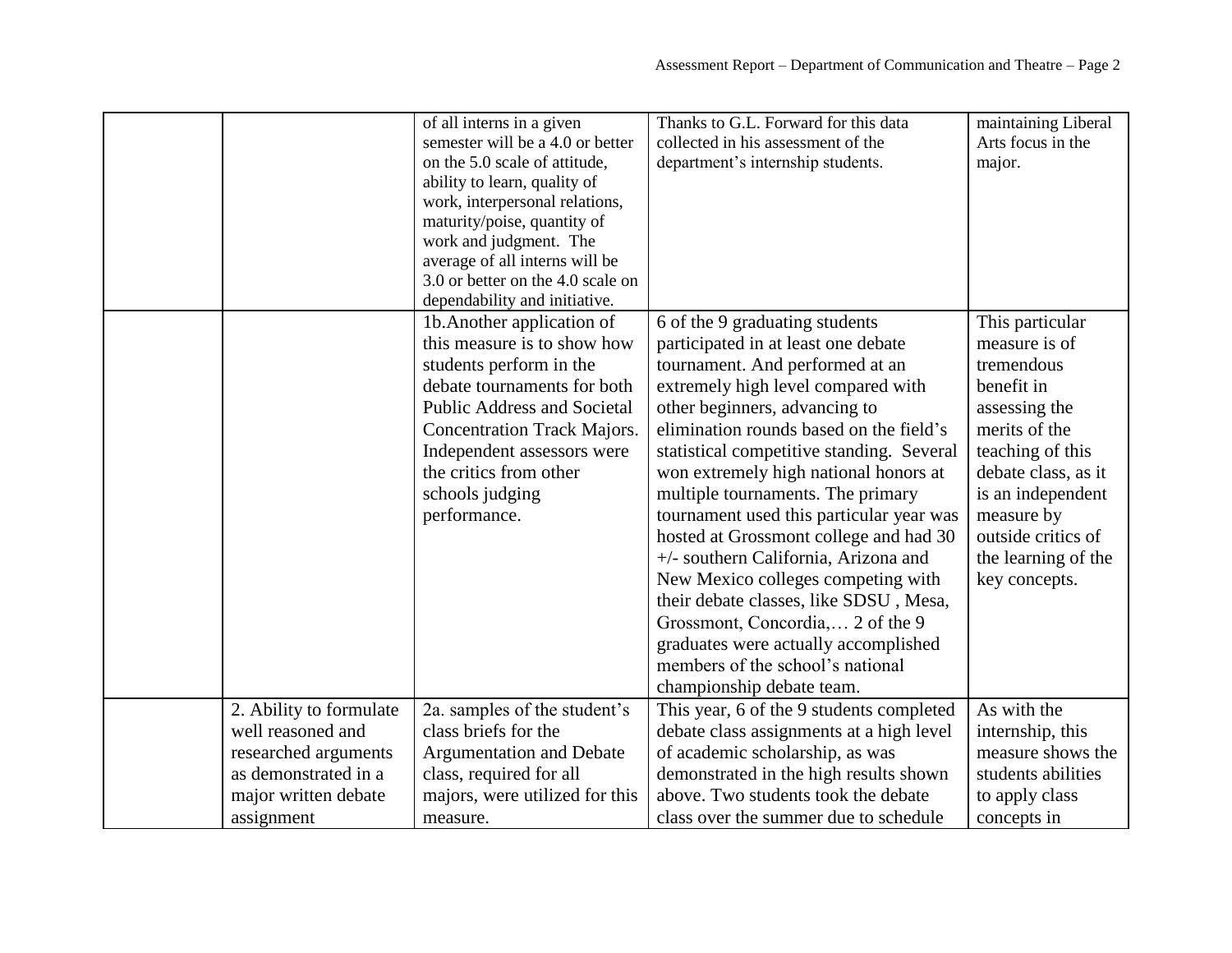|  |  |  |  |  |
|---|---|---|---|---|
|  |  | of all interns in a given semester will be a 4.0 or better on the 5.0 scale of attitude, ability to learn, quality of work, interpersonal relations, maturity/poise, quantity of work and judgment. The average of all interns will be 3.0 or better on the 4.0 scale on dependability and initiative. | Thanks to G.L. Forward for this data collected in his assessment of the department's internship students. | maintaining Liberal Arts focus in the major. |
|  |  | 1b.Another application of this measure is to show how students perform in the debate tournaments for both Public Address and Societal Concentration Track Majors. Independent assessors were the critics from other schools judging performance. | 6 of the 9 graduating students participated in at least one debate tournament. And performed at an extremely high level compared with other beginners, advancing to elimination rounds based on the field's statistical competitive standing. Several won extremely high national honors at multiple tournaments. The primary tournament used this particular year was hosted at Grossmont college and had 30 +/- southern California, Arizona and New Mexico colleges competing with their debate classes, like SDSU , Mesa, Grossmont, Concordia,… 2 of the 9 graduates were actually accomplished members of the school's national championship debate team. | This particular measure is of tremendous benefit in assessing the merits of the teaching of this debate class, as it is an independent measure by outside critics of the learning of the key concepts. |
|  | 2. Ability to formulate well reasoned and researched arguments as demonstrated in a major written debate assignment | 2a. samples of the student's class briefs for the Argumentation and Debate class, required for all majors, were utilized for this measure. | This year, 6 of the 9 students completed debate class assignments at a high level of academic scholarship, as was demonstrated in the high results shown above. Two students took the debate class over the summer due to schedule | As with the internship, this measure shows the students abilities to apply class concepts in |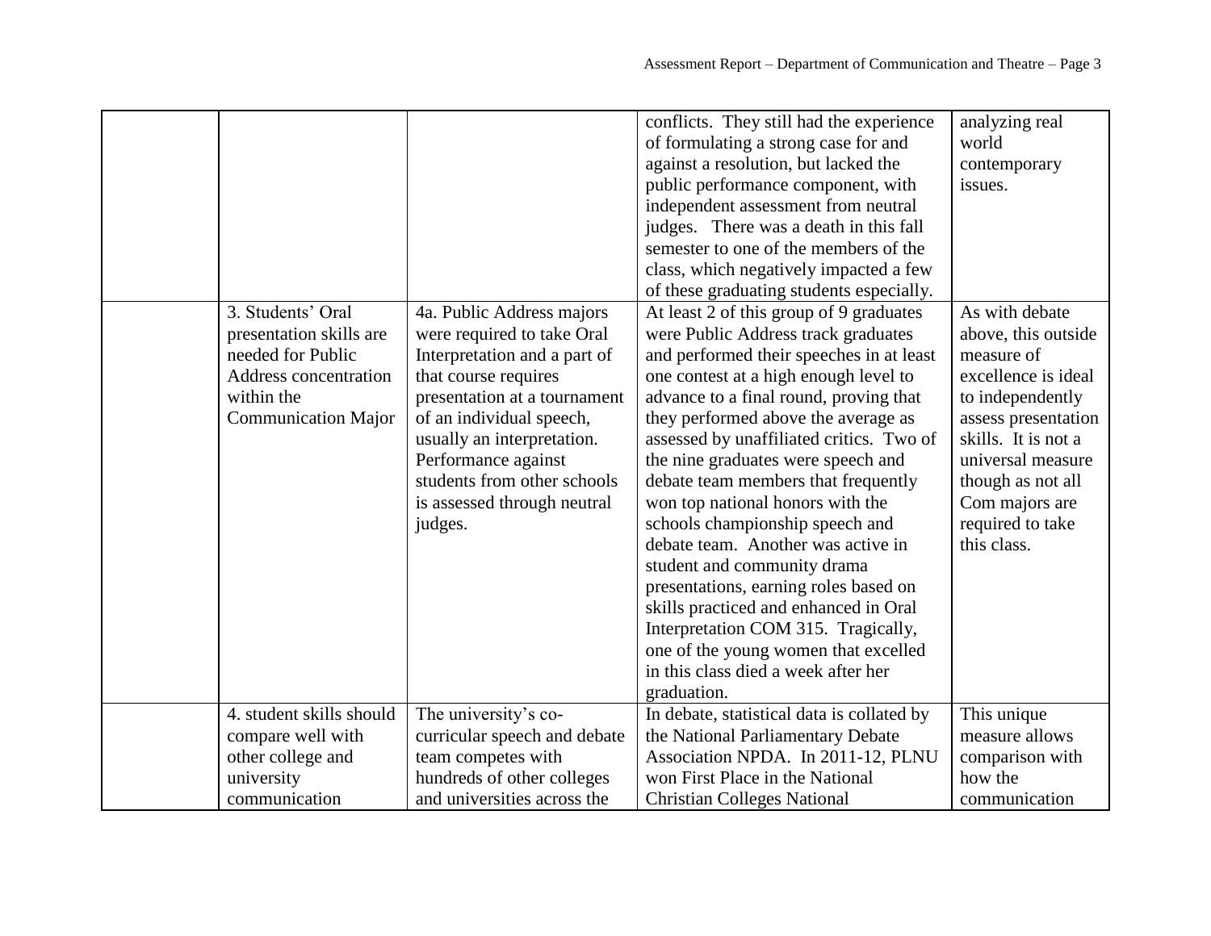| | | | | |
|---|---|---|---|---|
| | | | conflicts. They still had the experience of formulating a strong case for and against a resolution, but lacked the public performance component, with independent assessment from neutral judges. There was a death in this fall semester to one of the members of the class, which negatively impacted a few of these graduating students especially. | analyzing real world contemporary issues. |
| | 3. Students' Oral presentation skills are needed for Public Address concentration within the Communication Major | 4a. Public Address majors were required to take Oral Interpretation and a part of that course requires presentation at a tournament of an individual speech, usually an interpretation. Performance against students from other schools is assessed through neutral judges. | At least 2 of this group of 9 graduates were Public Address track graduates and performed their speeches in at least one contest at a high enough level to advance to a final round, proving that they performed above the average as assessed by unaffiliated critics. Two of the nine graduates were speech and debate team members that frequently won top national honors with the schools championship speech and debate team. Another was active in student and community drama presentations, earning roles based on skills practiced and enhanced in Oral Interpretation COM 315. Tragically, one of the young women that excelled in this class died a week after her graduation. | As with debate above, this outside measure of excellence is ideal to independently assess presentation skills. It is not a universal measure though as not all Com majors are required to take this class. |
| | 4. student skills should compare well with other college and university communication | The university's co-curricular speech and debate team competes with hundreds of other colleges and universities across the | In debate, statistical data is collated by the National Parliamentary Debate Association NPDA. In 2011-12, PLNU won First Place in the National Christian Colleges National | This unique measure allows comparison with how the communication |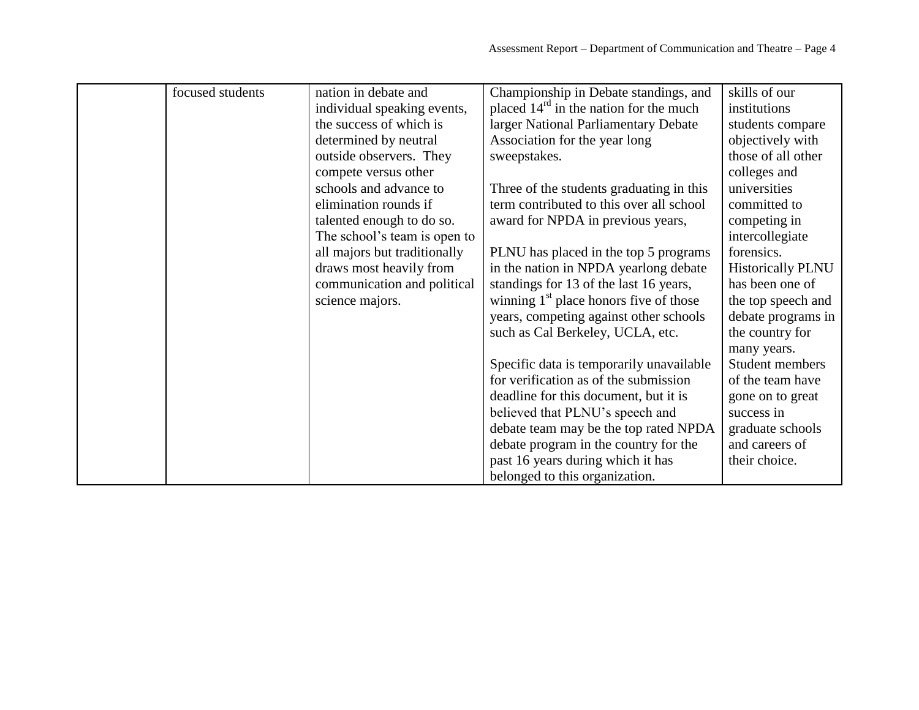| | | | | |
|---|---|---|---|---|
| | focused students | nation in debate and individual speaking events, the success of which is determined by neutral outside observers. They compete versus other schools and advance to elimination rounds if talented enough to do so. The school's team is open to all majors but traditionally draws most heavily from communication and political science majors. | Championship in Debate standings, and placed 14th in the nation for the much larger National Parliamentary Debate Association for the year long sweepstakes.<br><br>Three of the students graduating in this term contributed to this over all school award for NPDA in previous years,<br><br>PLNU has placed in the top 5 programs in the nation in NPDA yearlong debate standings for 13 of the last 16 years, winning 1st place honors five of those years, competing against other schools such as Cal Berkeley, UCLA, etc.<br><br>Specific data is temporarily unavailable for verification as of the submission deadline for this document, but it is believed that PLNU's speech and debate team may be the top rated NPDA debate program in the country for the past 16 years during which it has belonged to this organization. | skills of our institutions students compare objectively with those of all other colleges and universities committed to competing in intercollegiate forensics. Historically PLNU has been one of the top speech and debate programs in the country for many years. Student members of the team have gone on to great success in graduate schools and careers of their choice. |